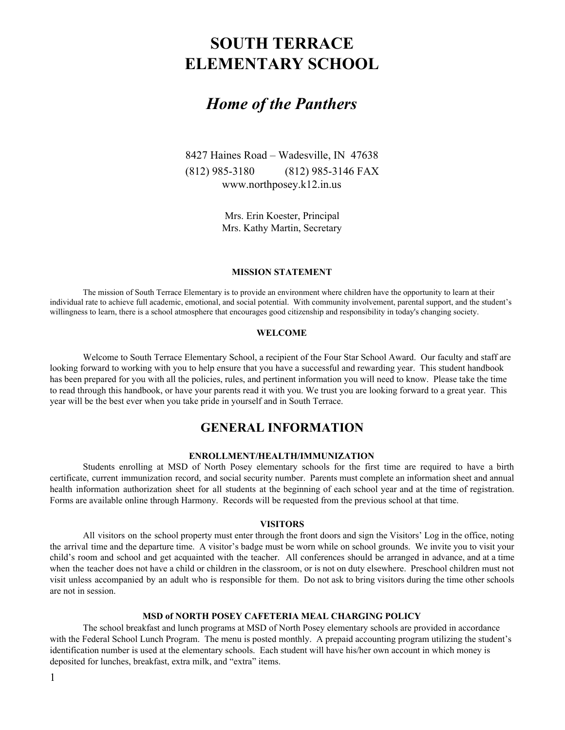# SOUTH TERRACE
# ELEMENTARY SCHOOL

## *Home of the Panthers*

8427 Haines Road – Wadesville, IN 47638
(812) 985-3180 (812) 985-3146 FAX
www.northposey.k12.in.us

Mrs. Erin Koester, Principal
Mrs. Kathy Martin, Secretary

#### MISSION STATEMENT

The mission of South Terrace Elementary is to provide an environment where children have the opportunity to learn at their individual rate to achieve full academic, emotional, and social potential. With community involvement, parental support, and the student's willingness to learn, there is a school atmosphere that encourages good citizenship and responsibility in today's changing society.

#### WELCOME

Welcome to South Terrace Elementary School, a recipient of the Four Star School Award. Our faculty and staff are looking forward to working with you to help ensure that you have a successful and rewarding year. This student handbook has been prepared for you with all the policies, rules, and pertinent information you will need to know. Please take the time to read through this handbook, or have your parents read it with you. We trust you are looking forward to a great year. This year will be the best ever when you take pride in yourself and in South Terrace.

## GENERAL INFORMATION

#### ENROLLMENT/HEALTH/IMMUNIZATION

Students enrolling at MSD of North Posey elementary schools for the first time are required to have a birth certificate, current immunization record, and social security number. Parents must complete an information sheet and annual health information authorization sheet for all students at the beginning of each school year and at the time of registration. Forms are available online through Harmony. Records will be requested from the previous school at that time.

#### VISITORS

All visitors on the school property must enter through the front doors and sign the Visitors' Log in the office, noting the arrival time and the departure time. A visitor's badge must be worn while on school grounds. We invite you to visit your child's room and school and get acquainted with the teacher. All conferences should be arranged in advance, and at a time when the teacher does not have a child or children in the classroom, or is not on duty elsewhere. Preschool children must not visit unless accompanied by an adult who is responsible for them. Do not ask to bring visitors during the time other schools are not in session.

#### MSD of NORTH POSEY CAFETERIA MEAL CHARGING POLICY

The school breakfast and lunch programs at MSD of North Posey elementary schools are provided in accordance with the Federal School Lunch Program. The menu is posted monthly. A prepaid accounting program utilizing the student's identification number is used at the elementary schools. Each student will have his/her own account in which money is deposited for lunches, breakfast, extra milk, and "extra" items.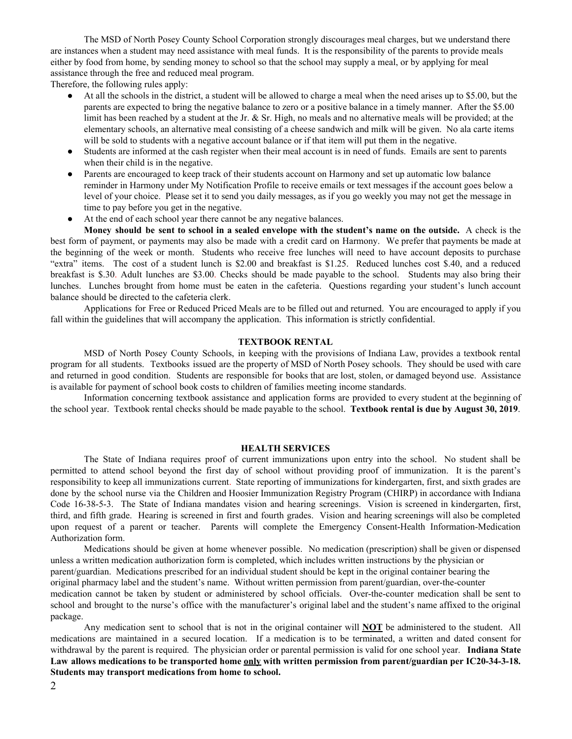The MSD of North Posey County School Corporation strongly discourages meal charges, but we understand there are instances when a student may need assistance with meal funds. It is the responsibility of the parents to provide meals either by food from home, by sending money to school so that the school may supply a meal, or by applying for meal assistance through the free and reduced meal program.

Therefore, the following rules apply:

- At all the schools in the district, a student will be allowed to charge a meal when the need arises up to $5.00, but the parents are expected to bring the negative balance to zero or a positive balance in a timely manner. After the $5.00 limit has been reached by a student at the Jr. & Sr. High, no meals and no alternative meals will be provided; at the elementary schools, an alternative meal consisting of a cheese sandwich and milk will be given. No ala carte items will be sold to students with a negative account balance or if that item will put them in the negative.
- Students are informed at the cash register when their meal account is in need of funds. Emails are sent to parents when their child is in the negative.
- Parents are encouraged to keep track of their students account on Harmony and set up automatic low balance reminder in Harmony under My Notification Profile to receive emails or text messages if the account goes below a level of your choice. Please set it to send you daily messages, as if you go weekly you may not get the message in time to pay before you get in the negative.
- At the end of each school year there cannot be any negative balances.

**Money should be sent to school in a sealed envelope with the student's name on the outside.** A check is the best form of payment, or payments may also be made with a credit card on Harmony. We prefer that payments be made at the beginning of the week or month. Students who receive free lunches will need to have account deposits to purchase "extra" items. The cost of a student lunch is $2.00 and breakfast is $1.25. Reduced lunches cost $.40, and a reduced breakfast is $.30. Adult lunches are $3.00. Checks should be made payable to the school. Students may also bring their lunches. Lunches brought from home must be eaten in the cafeteria. Questions regarding your student's lunch account balance should be directed to the cafeteria clerk.

Applications for Free or Reduced Priced Meals are to be filled out and returned. You are encouraged to apply if you fall within the guidelines that will accompany the application. This information is strictly confidential.

## TEXTBOOK RENTAL

MSD of North Posey County Schools, in keeping with the provisions of Indiana Law, provides a textbook rental program for all students. Textbooks issued are the property of MSD of North Posey schools. They should be used with care and returned in good condition. Students are responsible for books that are lost, stolen, or damaged beyond use. Assistance is available for payment of school book costs to children of families meeting income standards.

Information concerning textbook assistance and application forms are provided to every student at the beginning of the school year. Textbook rental checks should be made payable to the school. **Textbook rental is due by August 30, 2019**.

## HEALTH SERVICES

The State of Indiana requires proof of current immunizations upon entry into the school. No student shall be permitted to attend school beyond the first day of school without providing proof of immunization. It is the parent's responsibility to keep all immunizations current. State reporting of immunizations for kindergarten, first, and sixth grades are done by the school nurse via the Children and Hoosier Immunization Registry Program (CHIRP) in accordance with Indiana Code 16-38-5-3. The State of Indiana mandates vision and hearing screenings. Vision is screened in kindergarten, first, third, and fifth grade. Hearing is screened in first and fourth grades. Vision and hearing screenings will also be completed upon request of a parent or teacher. Parents will complete the Emergency Consent-Health Information-Medication Authorization form.

Medications should be given at home whenever possible. No medication (prescription) shall be given or dispensed unless a written medication authorization form is completed, which includes written instructions by the physician or parent/guardian. Medications prescribed for an individual student should be kept in the original container bearing the original pharmacy label and the student's name. Without written permission from parent/guardian, over-the-counter medication cannot be taken by student or administered by school officials. Over-the-counter medication shall be sent to school and brought to the nurse's office with the manufacturer's original label and the student's name affixed to the original package.

Any medication sent to school that is not in the original container will **NOT** be administered to the student. All medications are maintained in a secured location. If a medication is to be terminated, a written and dated consent for withdrawal by the parent is required. The physician order or parental permission is valid for one school year. **Indiana State Law allows medications to be transported home only with written permission from parent/guardian per IC20-34-3-18. Students may transport medications from home to school.**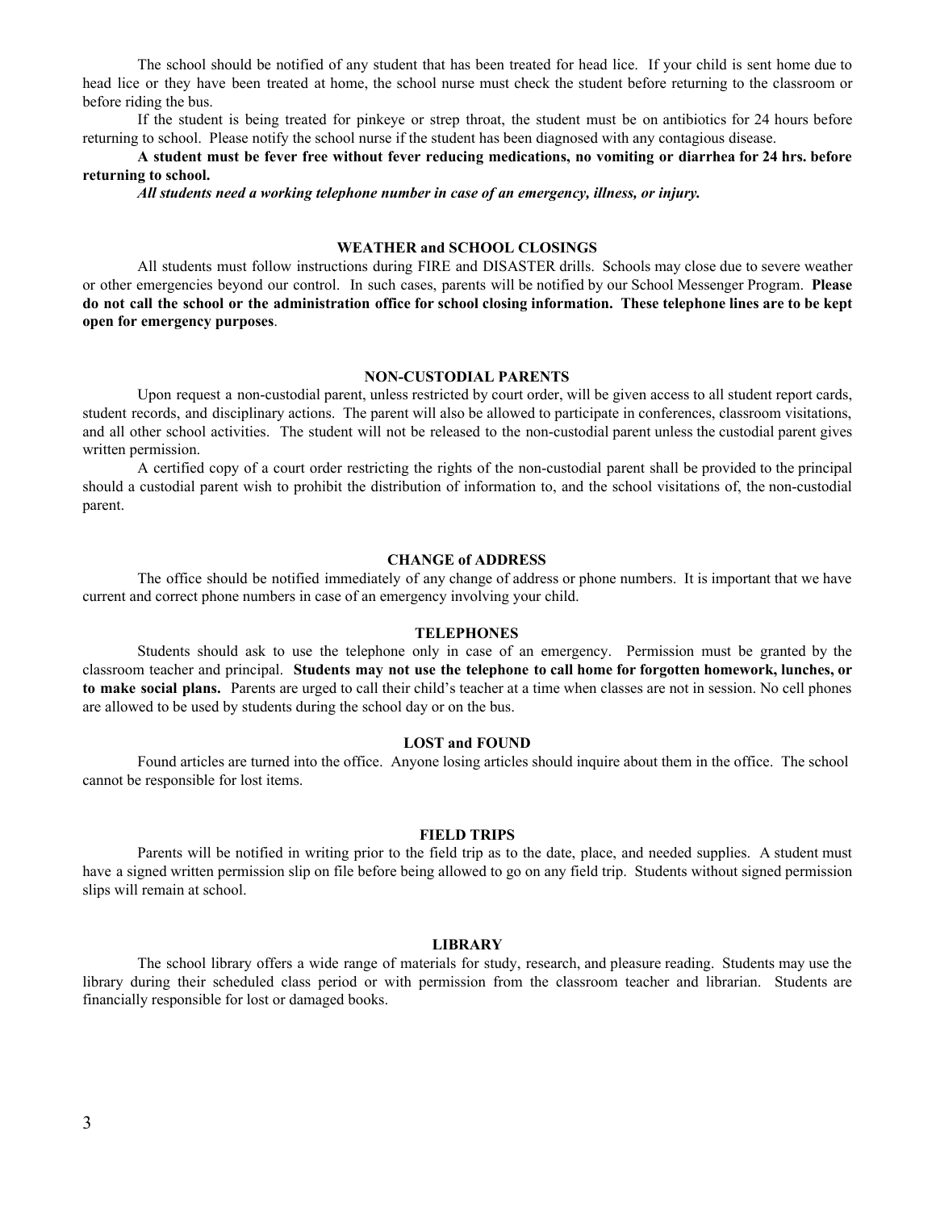The school should be notified of any student that has been treated for head lice. If your child is sent home due to head lice or they have been treated at home, the school nurse must check the student before returning to the classroom or before riding the bus.

If the student is being treated for pinkeye or strep throat, the student must be on antibiotics for 24 hours before returning to school. Please notify the school nurse if the student has been diagnosed with any contagious disease.

**A student must be fever free without fever reducing medications, no vomiting or diarrhea for 24 hrs. before returning to school.**

***All students need a working telephone number in case of an emergency, illness, or injury.***

## WEATHER and SCHOOL CLOSINGS

All students must follow instructions during FIRE and DISASTER drills. Schools may close due to severe weather or other emergencies beyond our control. In such cases, parents will be notified by our School Messenger Program. **Please do not call the school or the administration office for school closing information. These telephone lines are to be kept open for emergency purposes**.

## NON-CUSTODIAL PARENTS

Upon request a non-custodial parent, unless restricted by court order, will be given access to all student report cards, student records, and disciplinary actions. The parent will also be allowed to participate in conferences, classroom visitations, and all other school activities. The student will not be released to the non-custodial parent unless the custodial parent gives written permission.

A certified copy of a court order restricting the rights of the non-custodial parent shall be provided to the principal should a custodial parent wish to prohibit the distribution of information to, and the school visitations of, the non-custodial parent.

## CHANGE of ADDRESS

The office should be notified immediately of any change of address or phone numbers. It is important that we have current and correct phone numbers in case of an emergency involving your child.

## TELEPHONES

Students should ask to use the telephone only in case of an emergency. Permission must be granted by the classroom teacher and principal. **Students may not use the telephone to call home for forgotten homework, lunches, or to make social plans.** Parents are urged to call their child's teacher at a time when classes are not in session. No cell phones are allowed to be used by students during the school day or on the bus.

## LOST and FOUND

Found articles are turned into the office. Anyone losing articles should inquire about them in the office. The school cannot be responsible for lost items.

## FIELD TRIPS

Parents will be notified in writing prior to the field trip as to the date, place, and needed supplies. A student must have a signed written permission slip on file before being allowed to go on any field trip. Students without signed permission slips will remain at school.

## LIBRARY

The school library offers a wide range of materials for study, research, and pleasure reading. Students may use the library during their scheduled class period or with permission from the classroom teacher and librarian. Students are financially responsible for lost or damaged books.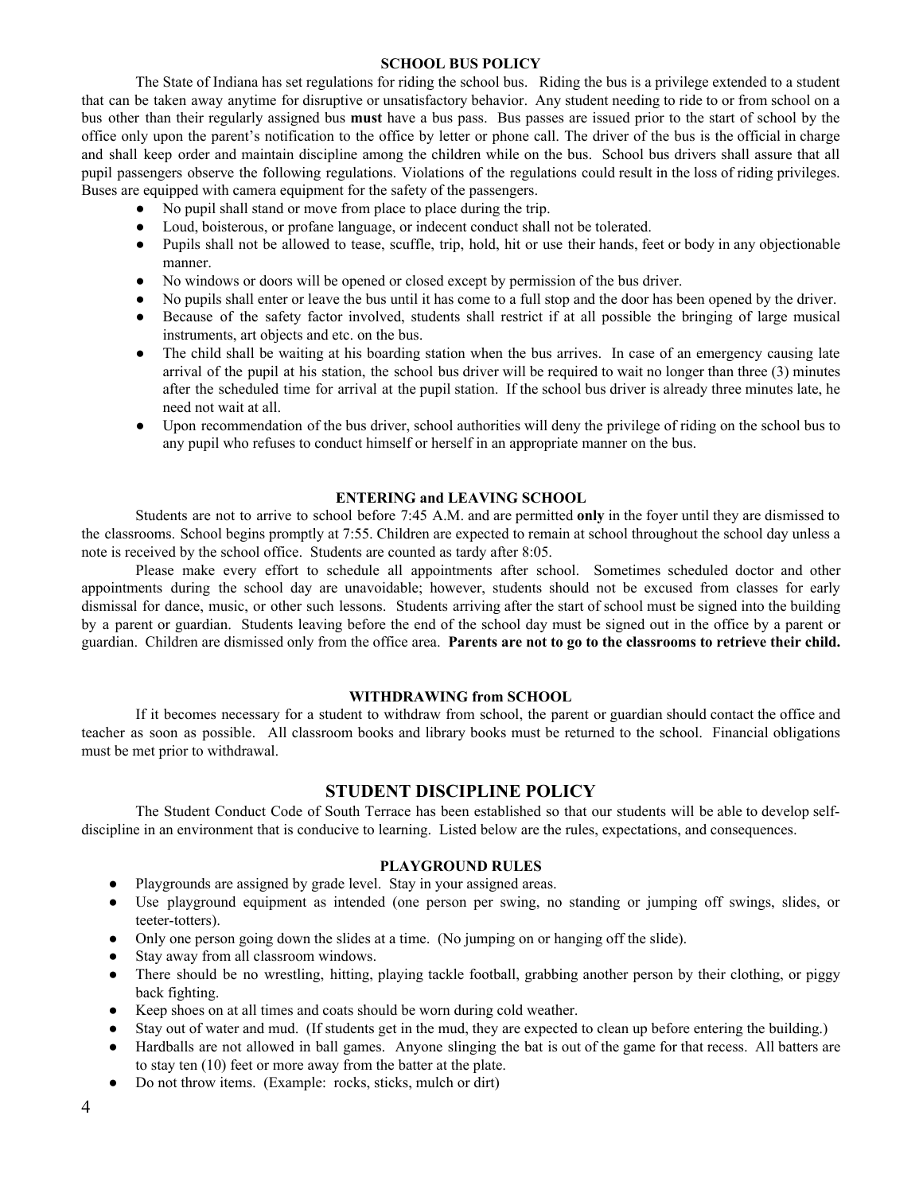### SCHOOL BUS POLICY

The State of Indiana has set regulations for riding the school bus. Riding the bus is a privilege extended to a student that can be taken away anytime for disruptive or unsatisfactory behavior. Any student needing to ride to or from school on a bus other than their regularly assigned bus **must** have a bus pass. Bus passes are issued prior to the start of school by the office only upon the parent's notification to the office by letter or phone call. The driver of the bus is the official in charge and shall keep order and maintain discipline among the children while on the bus. School bus drivers shall assure that all pupil passengers observe the following regulations. Violations of the regulations could result in the loss of riding privileges. Buses are equipped with camera equipment for the safety of the passengers.

- No pupil shall stand or move from place to place during the trip.
- Loud, boisterous, or profane language, or indecent conduct shall not be tolerated.
- Pupils shall not be allowed to tease, scuffle, trip, hold, hit or use their hands, feet or body in any objectionable manner.
- No windows or doors will be opened or closed except by permission of the bus driver.
- No pupils shall enter or leave the bus until it has come to a full stop and the door has been opened by the driver.
- Because of the safety factor involved, students shall restrict if at all possible the bringing of large musical instruments, art objects and etc. on the bus.
- The child shall be waiting at his boarding station when the bus arrives. In case of an emergency causing late arrival of the pupil at his station, the school bus driver will be required to wait no longer than three (3) minutes after the scheduled time for arrival at the pupil station. If the school bus driver is already three minutes late, he need not wait at all.
- Upon recommendation of the bus driver, school authorities will deny the privilege of riding on the school bus to any pupil who refuses to conduct himself or herself in an appropriate manner on the bus.

### ENTERING and LEAVING SCHOOL

Students are not to arrive to school before 7:45 A.M. and are permitted **only** in the foyer until they are dismissed to the classrooms. School begins promptly at 7:55. Children are expected to remain at school throughout the school day unless a note is received by the school office. Students are counted as tardy after 8:05.

Please make every effort to schedule all appointments after school. Sometimes scheduled doctor and other appointments during the school day are unavoidable; however, students should not be excused from classes for early dismissal for dance, music, or other such lessons. Students arriving after the start of school must be signed into the building by a parent or guardian. Students leaving before the end of the school day must be signed out in the office by a parent or guardian. Children are dismissed only from the office area. **Parents are not to go to the classrooms to retrieve their child.**

### WITHDRAWING from SCHOOL

If it becomes necessary for a student to withdraw from school, the parent or guardian should contact the office and teacher as soon as possible. All classroom books and library books must be returned to the school. Financial obligations must be met prior to withdrawal.

## STUDENT DISCIPLINE POLICY

The Student Conduct Code of South Terrace has been established so that our students will be able to develop self-discipline in an environment that is conducive to learning. Listed below are the rules, expectations, and consequences.

### PLAYGROUND RULES

- Playgrounds are assigned by grade level. Stay in your assigned areas.
- Use playground equipment as intended (one person per swing, no standing or jumping off swings, slides, or teeter-totters).
- Only one person going down the slides at a time. (No jumping on or hanging off the slide).
- Stay away from all classroom windows.
- There should be no wrestling, hitting, playing tackle football, grabbing another person by their clothing, or piggy back fighting.
- Keep shoes on at all times and coats should be worn during cold weather.
- Stay out of water and mud. (If students get in the mud, they are expected to clean up before entering the building.)
- Hardballs are not allowed in ball games. Anyone slinging the bat is out of the game for that recess. All batters are to stay ten (10) feet or more away from the batter at the plate.
- Do not throw items. (Example: rocks, sticks, mulch or dirt)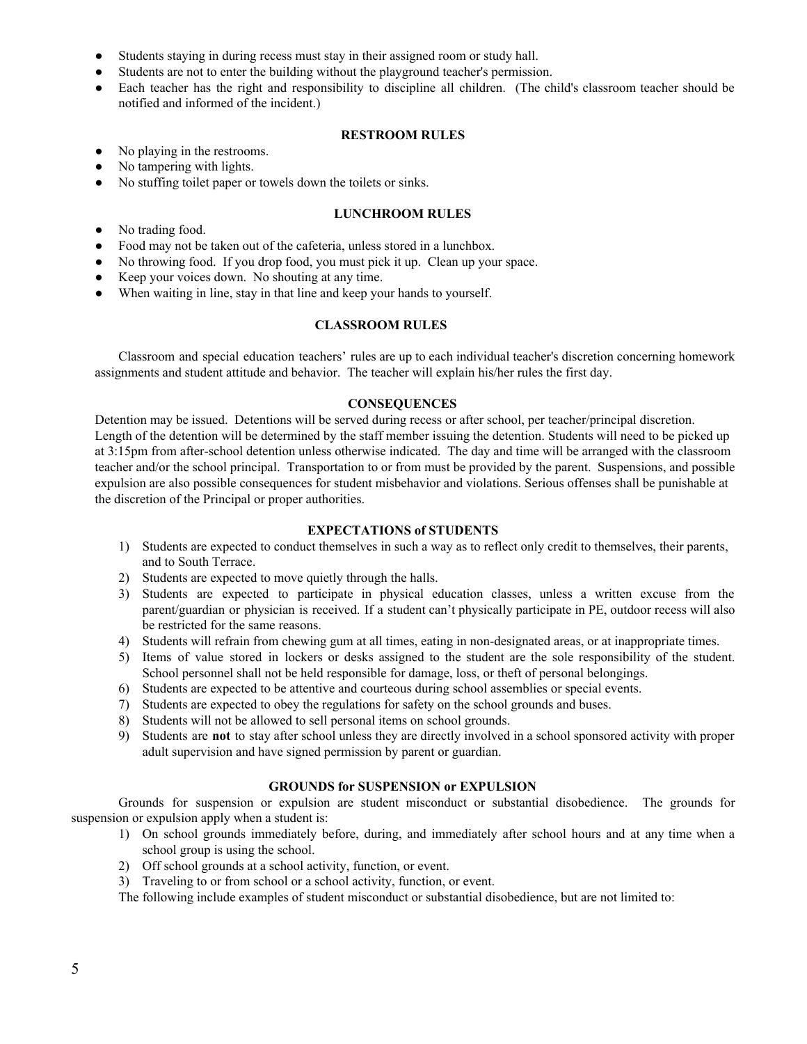- Students staying in during recess must stay in their assigned room or study hall.
- Students are not to enter the building without the playground teacher's permission.
- Each teacher has the right and responsibility to discipline all children. (The child's classroom teacher should be notified and informed of the incident.)

### RESTROOM RULES

- No playing in the restrooms.
- No tampering with lights.
- No stuffing toilet paper or towels down the toilets or sinks.

### LUNCHROOM RULES

- No trading food.
- Food may not be taken out of the cafeteria, unless stored in a lunchbox.
- No throwing food. If you drop food, you must pick it up. Clean up your space.
- Keep your voices down. No shouting at any time.
- When waiting in line, stay in that line and keep your hands to yourself.

### CLASSROOM RULES

Classroom and special education teachers' rules are up to each individual teacher's discretion concerning homework assignments and student attitude and behavior. The teacher will explain his/her rules the first day.

### CONSEQUENCES

Detention may be issued. Detentions will be served during recess or after school, per teacher/principal discretion. Length of the detention will be determined by the staff member issuing the detention. Students will need to be picked up at 3:15pm from after-school detention unless otherwise indicated. The day and time will be arranged with the classroom teacher and/or the school principal. Transportation to or from must be provided by the parent. Suspensions, and possible expulsion are also possible consequences for student misbehavior and violations. Serious offenses shall be punishable at the discretion of the Principal or proper authorities.

### EXPECTATIONS of STUDENTS

1) Students are expected to conduct themselves in such a way as to reflect only credit to themselves, their parents, and to South Terrace.
2) Students are expected to move quietly through the halls.
3) Students are expected to participate in physical education classes, unless a written excuse from the parent/guardian or physician is received. If a student can't physically participate in PE, outdoor recess will also be restricted for the same reasons.
4) Students will refrain from chewing gum at all times, eating in non-designated areas, or at inappropriate times.
5) Items of value stored in lockers or desks assigned to the student are the sole responsibility of the student. School personnel shall not be held responsible for damage, loss, or theft of personal belongings.
6) Students are expected to be attentive and courteous during school assemblies or special events.
7) Students are expected to obey the regulations for safety on the school grounds and buses.
8) Students will not be allowed to sell personal items on school grounds.
9) Students are **not** to stay after school unless they are directly involved in a school sponsored activity with proper adult supervision and have signed permission by parent or guardian.

### GROUNDS for SUSPENSION or EXPULSION

Grounds for suspension or expulsion are student misconduct or substantial disobedience. The grounds for suspension or expulsion apply when a student is:

1) On school grounds immediately before, during, and immediately after school hours and at any time when a school group is using the school.
2) Off school grounds at a school activity, function, or event.
3) Traveling to or from school or a school activity, function, or event.

The following include examples of student misconduct or substantial disobedience, but are not limited to: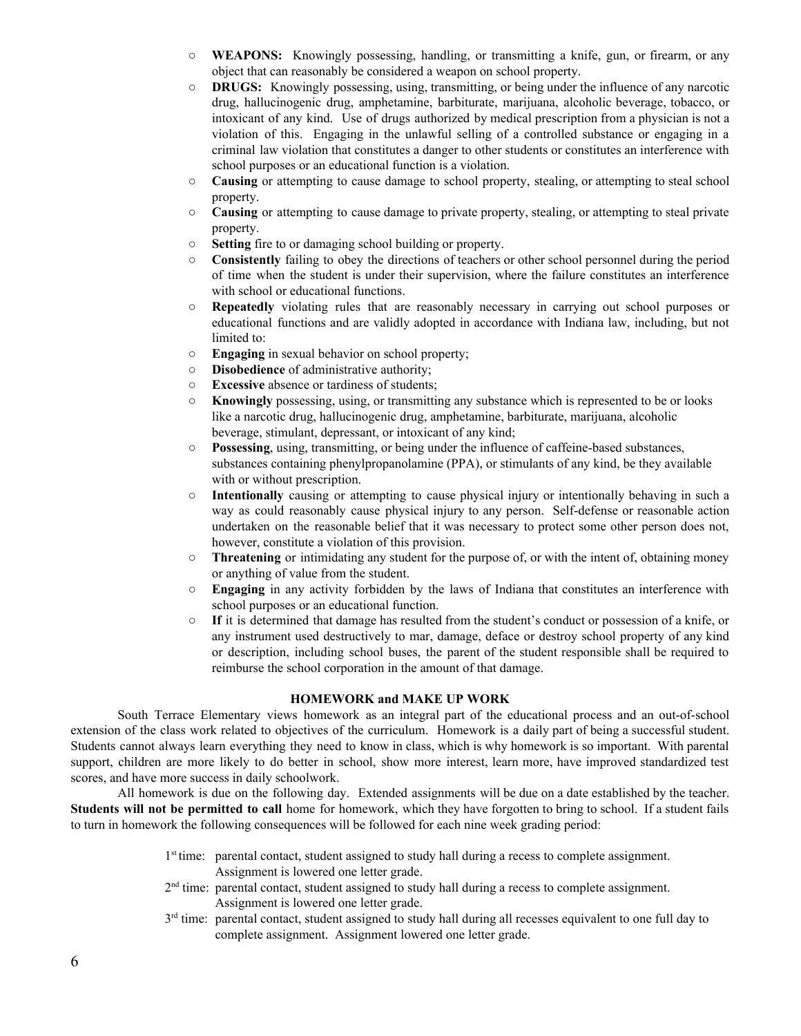- **WEAPONS:** Knowingly possessing, handling, or transmitting a knife, gun, or firearm, or any object that can reasonably be considered a weapon on school property.
- **DRUGS:** Knowingly possessing, using, transmitting, or being under the influence of any narcotic drug, hallucinogenic drug, amphetamine, barbiturate, marijuana, alcoholic beverage, tobacco, or intoxicant of any kind. Use of drugs authorized by medical prescription from a physician is not a violation of this. Engaging in the unlawful selling of a controlled substance or engaging in a criminal law violation that constitutes a danger to other students or constitutes an interference with school purposes or an educational function is a violation.
- **Causing** or attempting to cause damage to school property, stealing, or attempting to steal school property.
- **Causing** or attempting to cause damage to private property, stealing, or attempting to steal private property.
- **Setting** fire to or damaging school building or property.
- **Consistently** failing to obey the directions of teachers or other school personnel during the period of time when the student is under their supervision, where the failure constitutes an interference with school or educational functions.
- **Repeatedly** violating rules that are reasonably necessary in carrying out school purposes or educational functions and are validly adopted in accordance with Indiana law, including, but not limited to:
- **Engaging** in sexual behavior on school property;
- **Disobedience** of administrative authority;
- **Excessive** absence or tardiness of students;
- **Knowingly** possessing, using, or transmitting any substance which is represented to be or looks like a narcotic drug, hallucinogenic drug, amphetamine, barbiturate, marijuana, alcoholic beverage, stimulant, depressant, or intoxicant of any kind;
- **Possessing**, using, transmitting, or being under the influence of caffeine-based substances, substances containing phenylpropanolamine (PPA), or stimulants of any kind, be they available with or without prescription.
- **Intentionally** causing or attempting to cause physical injury or intentionally behaving in such a way as could reasonably cause physical injury to any person. Self-defense or reasonable action undertaken on the reasonable belief that it was necessary to protect some other person does not, however, constitute a violation of this provision.
- **Threatening** or intimidating any student for the purpose of, or with the intent of, obtaining money or anything of value from the student.
- **Engaging** in any activity forbidden by the laws of Indiana that constitutes an interference with school purposes or an educational function.
- **If** it is determined that damage has resulted from the student's conduct or possession of a knife, or any instrument used destructively to mar, damage, deface or destroy school property of any kind or description, including school buses, the parent of the student responsible shall be required to reimburse the school corporation in the amount of that damage.

## HOMEWORK and MAKE UP WORK

South Terrace Elementary views homework as an integral part of the educational process and an out-of-school extension of the class work related to objectives of the curriculum. Homework is a daily part of being a successful student. Students cannot always learn everything they need to know in class, which is why homework is so important. With parental support, children are more likely to do better in school, show more interest, learn more, have improved standardized test scores, and have more success in daily schoolwork.

All homework is due on the following day. Extended assignments will be due on a date established by the teacher. **Students will not be permitted to call** home for homework, which they have forgotten to bring to school. If a student fails to turn in homework the following consequences will be followed for each nine week grading period:

1st time: parental contact, student assigned to study hall during a recess to complete assignment. Assignment is lowered one letter grade.

2nd time: parental contact, student assigned to study hall during a recess to complete assignment. Assignment is lowered one letter grade.

3rd time: parental contact, student assigned to study hall during all recesses equivalent to one full day to complete assignment. Assignment lowered one letter grade.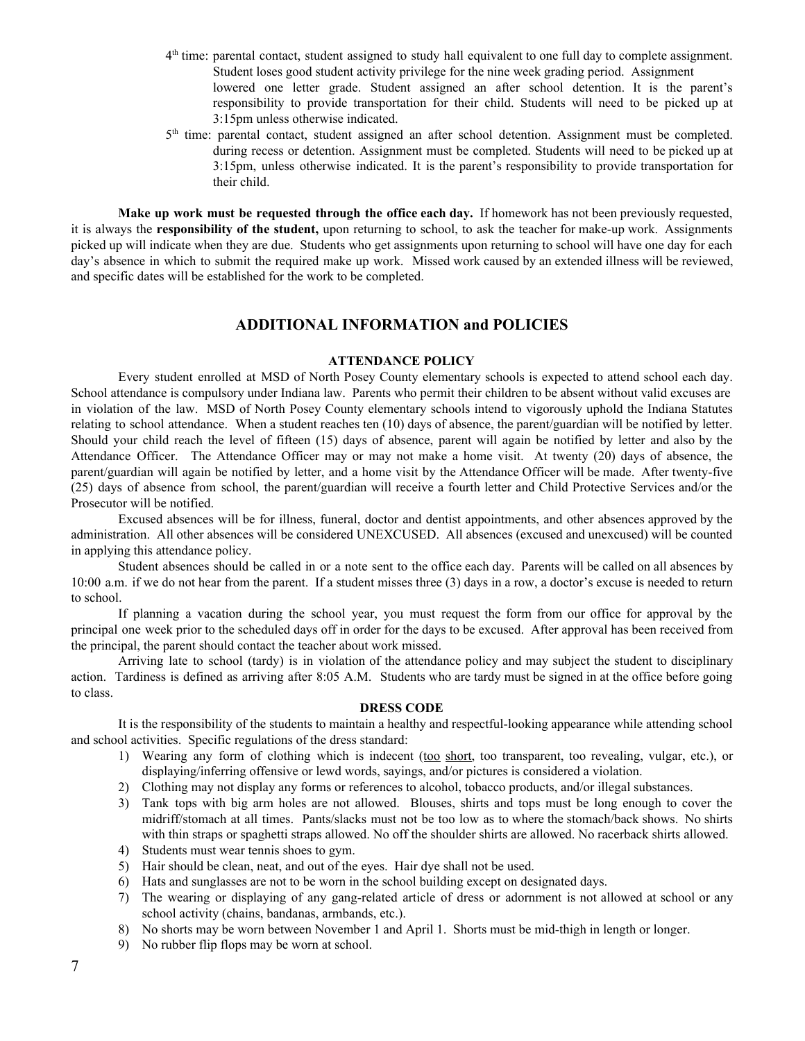4th time: parental contact, student assigned to study hall equivalent to one full day to complete assignment. Student loses good student activity privilege for the nine week grading period. Assignment lowered one letter grade. Student assigned an after school detention. It is the parent's responsibility to provide transportation for their child. Students will need to be picked up at 3:15pm unless otherwise indicated.

5th time: parental contact, student assigned an after school detention. Assignment must be completed. during recess or detention. Assignment must be completed. Students will need to be picked up at 3:15pm, unless otherwise indicated. It is the parent's responsibility to provide transportation for their child.

**Make up work must be requested through the office each day.** If homework has not been previously requested, it is always the **responsibility of the student,** upon returning to school, to ask the teacher for make-up work. Assignments picked up will indicate when they are due. Students who get assignments upon returning to school will have one day for each day's absence in which to submit the required make up work. Missed work caused by an extended illness will be reviewed, and specific dates will be established for the work to be completed.

## ADDITIONAL INFORMATION and POLICIES

### ATTENDANCE POLICY

Every student enrolled at MSD of North Posey County elementary schools is expected to attend school each day. School attendance is compulsory under Indiana law. Parents who permit their children to be absent without valid excuses are in violation of the law. MSD of North Posey County elementary schools intend to vigorously uphold the Indiana Statutes relating to school attendance. When a student reaches ten (10) days of absence, the parent/guardian will be notified by letter. Should your child reach the level of fifteen (15) days of absence, parent will again be notified by letter and also by the Attendance Officer. The Attendance Officer may or may not make a home visit. At twenty (20) days of absence, the parent/guardian will again be notified by letter, and a home visit by the Attendance Officer will be made. After twenty-five (25) days of absence from school, the parent/guardian will receive a fourth letter and Child Protective Services and/or the Prosecutor will be notified.

Excused absences will be for illness, funeral, doctor and dentist appointments, and other absences approved by the administration. All other absences will be considered UNEXCUSED. All absences (excused and unexcused) will be counted in applying this attendance policy.

Student absences should be called in or a note sent to the office each day. Parents will be called on all absences by 10:00 a.m. if we do not hear from the parent. If a student misses three (3) days in a row, a doctor's excuse is needed to return to school.

If planning a vacation during the school year, you must request the form from our office for approval by the principal one week prior to the scheduled days off in order for the days to be excused. After approval has been received from the principal, the parent should contact the teacher about work missed.

Arriving late to school (tardy) is in violation of the attendance policy and may subject the student to disciplinary action. Tardiness is defined as arriving after 8:05 A.M. Students who are tardy must be signed in at the office before going to class.

### DRESS CODE

It is the responsibility of the students to maintain a healthy and respectful-looking appearance while attending school and school activities. Specific regulations of the dress standard:

1) Wearing any form of clothing which is indecent (too short, too transparent, too revealing, vulgar, etc.), or displaying/inferring offensive or lewd words, sayings, and/or pictures is considered a violation.
2) Clothing may not display any forms or references to alcohol, tobacco products, and/or illegal substances.
3) Tank tops with big arm holes are not allowed. Blouses, shirts and tops must be long enough to cover the midriff/stomach at all times. Pants/slacks must not be too low as to where the stomach/back shows. No shirts with thin straps or spaghetti straps allowed. No off the shoulder shirts are allowed. No racerback shirts allowed.
4) Students must wear tennis shoes to gym.
5) Hair should be clean, neat, and out of the eyes. Hair dye shall not be used.
6) Hats and sunglasses are not to be worn in the school building except on designated days.
7) The wearing or displaying of any gang-related article of dress or adornment is not allowed at school or any school activity (chains, bandanas, armbands, etc.).
8) No shorts may be worn between November 1 and April 1. Shorts must be mid-thigh in length or longer.
9) No rubber flip flops may be worn at school.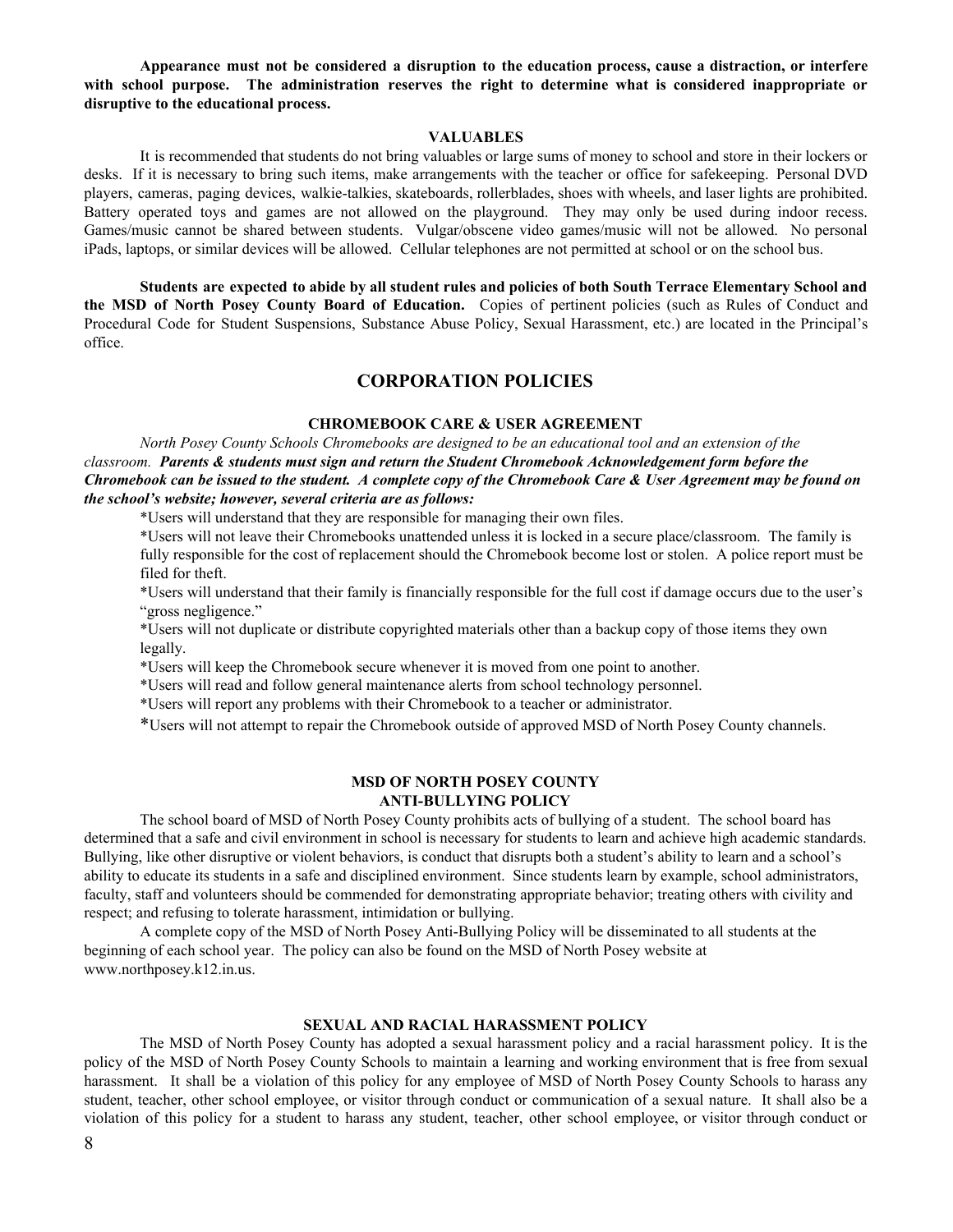**Appearance must not be considered a disruption to the education process, cause a distraction, or interfere with school purpose. The administration reserves the right to determine what is considered inappropriate or disruptive to the educational process.**

### VALUABLES

It is recommended that students do not bring valuables or large sums of money to school and store in their lockers or desks. If it is necessary to bring such items, make arrangements with the teacher or office for safekeeping. Personal DVD players, cameras, paging devices, walkie-talkies, skateboards, rollerblades, shoes with wheels, and laser lights are prohibited. Battery operated toys and games are not allowed on the playground. They may only be used during indoor recess. Games/music cannot be shared between students. Vulgar/obscene video games/music will not be allowed. No personal iPads, laptops, or similar devices will be allowed. Cellular telephones are not permitted at school or on the school bus.

**Students are expected to abide by all student rules and policies of both South Terrace Elementary School and the MSD of North Posey County Board of Education.** Copies of pertinent policies (such as Rules of Conduct and Procedural Code for Student Suspensions, Substance Abuse Policy, Sexual Harassment, etc.) are located in the Principal's office.

## CORPORATION POLICIES

### CHROMEBOOK CARE & USER AGREEMENT

*North Posey County Schools Chromebooks are designed to be an educational tool and an extension of the classroom.* ***Parents & students must sign and return the Student Chromebook Acknowledgement form before the Chromebook can be issued to the student. A complete copy of the Chromebook Care & User Agreement may be found on the school's website; however, several criteria are as follows:***

*Users will understand that they are responsible for managing their own files.

*Users will not leave their Chromebooks unattended unless it is locked in a secure place/classroom. The family is fully responsible for the cost of replacement should the Chromebook become lost or stolen. A police report must be filed for theft.

*Users will understand that their family is financially responsible for the full cost if damage occurs due to the user's "gross negligence."

*Users will not duplicate or distribute copyrighted materials other than a backup copy of those items they own legally.

*Users will keep the Chromebook secure whenever it is moved from one point to another.

*Users will read and follow general maintenance alerts from school technology personnel.

*Users will report any problems with their Chromebook to a teacher or administrator.

*Users will not attempt to repair the Chromebook outside of approved MSD of North Posey County channels.

### MSD OF NORTH POSEY COUNTY ANTI-BULLYING POLICY

The school board of MSD of North Posey County prohibits acts of bullying of a student. The school board has determined that a safe and civil environment in school is necessary for students to learn and achieve high academic standards. Bullying, like other disruptive or violent behaviors, is conduct that disrupts both a student's ability to learn and a school's ability to educate its students in a safe and disciplined environment. Since students learn by example, school administrators, faculty, staff and volunteers should be commended for demonstrating appropriate behavior; treating others with civility and respect; and refusing to tolerate harassment, intimidation or bullying.

A complete copy of the MSD of North Posey Anti-Bullying Policy will be disseminated to all students at the beginning of each school year. The policy can also be found on the MSD of North Posey website at www.northposey.k12.in.us.

### SEXUAL AND RACIAL HARASSMENT POLICY

The MSD of North Posey County has adopted a sexual harassment policy and a racial harassment policy. It is the policy of the MSD of North Posey County Schools to maintain a learning and working environment that is free from sexual harassment. It shall be a violation of this policy for any employee of MSD of North Posey County Schools to harass any student, teacher, other school employee, or visitor through conduct or communication of a sexual nature. It shall also be a violation of this policy for a student to harass any student, teacher, other school employee, or visitor through conduct or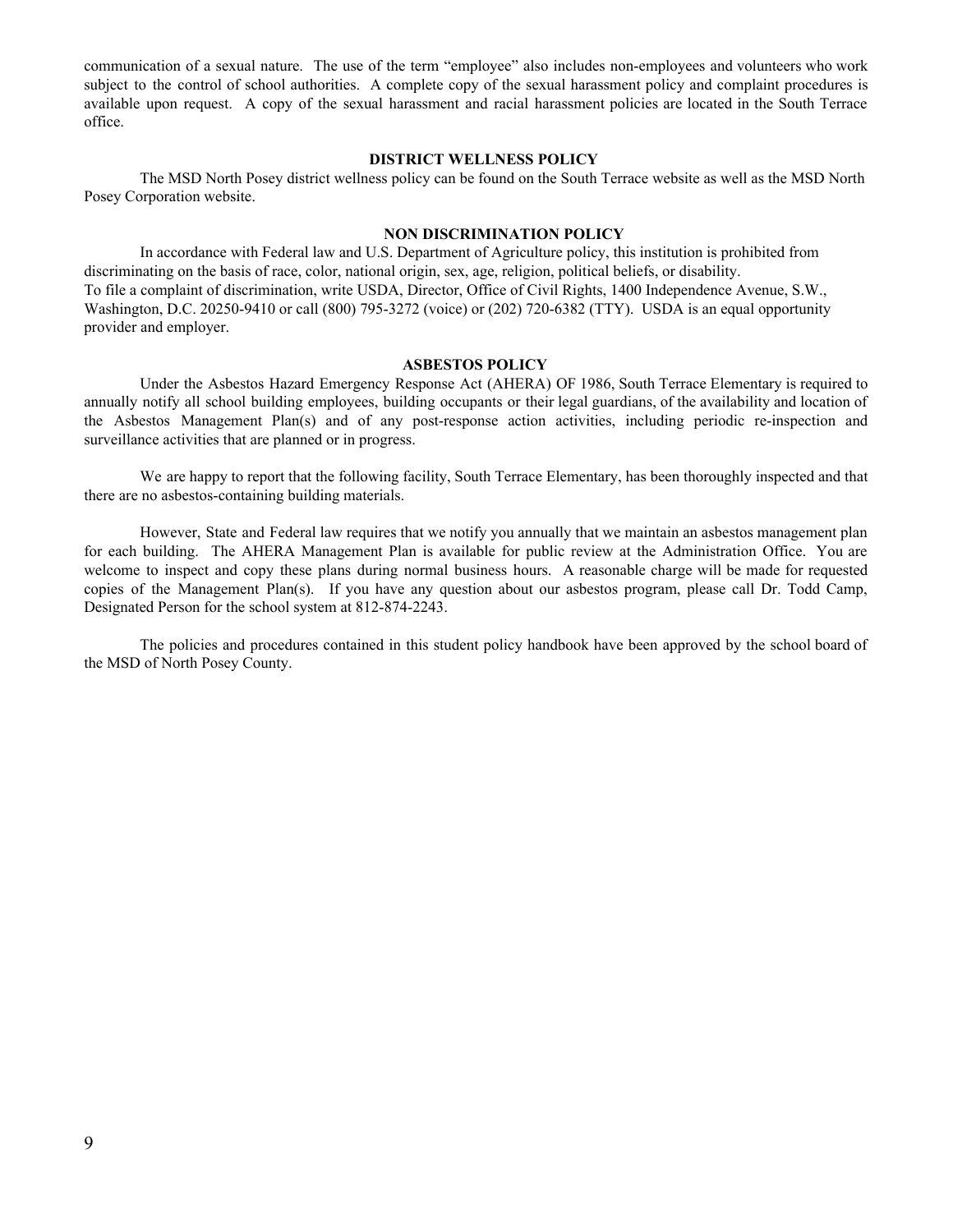communication of a sexual nature. The use of the term "employee" also includes non-employees and volunteers who work subject to the control of school authorities. A complete copy of the sexual harassment policy and complaint procedures is available upon request. A copy of the sexual harassment and racial harassment policies are located in the South Terrace office.

## DISTRICT WELLNESS POLICY

The MSD North Posey district wellness policy can be found on the South Terrace website as well as the MSD North Posey Corporation website.

## NON DISCRIMINATION POLICY

In accordance with Federal law and U.S. Department of Agriculture policy, this institution is prohibited from discriminating on the basis of race, color, national origin, sex, age, religion, political beliefs, or disability.
To file a complaint of discrimination, write USDA, Director, Office of Civil Rights, 1400 Independence Avenue, S.W., Washington, D.C. 20250-9410 or call (800) 795-3272 (voice) or (202) 720-6382 (TTY). USDA is an equal opportunity provider and employer.

## ASBESTOS POLICY

Under the Asbestos Hazard Emergency Response Act (AHERA) OF 1986, South Terrace Elementary is required to annually notify all school building employees, building occupants or their legal guardians, of the availability and location of the Asbestos Management Plan(s) and of any post-response action activities, including periodic re-inspection and surveillance activities that are planned or in progress.

We are happy to report that the following facility, South Terrace Elementary, has been thoroughly inspected and that there are no asbestos-containing building materials.

However, State and Federal law requires that we notify you annually that we maintain an asbestos management plan for each building. The AHERA Management Plan is available for public review at the Administration Office. You are welcome to inspect and copy these plans during normal business hours. A reasonable charge will be made for requested copies of the Management Plan(s). If you have any question about our asbestos program, please call Dr. Todd Camp, Designated Person for the school system at 812-874-2243.

The policies and procedures contained in this student policy handbook have been approved by the school board of the MSD of North Posey County.